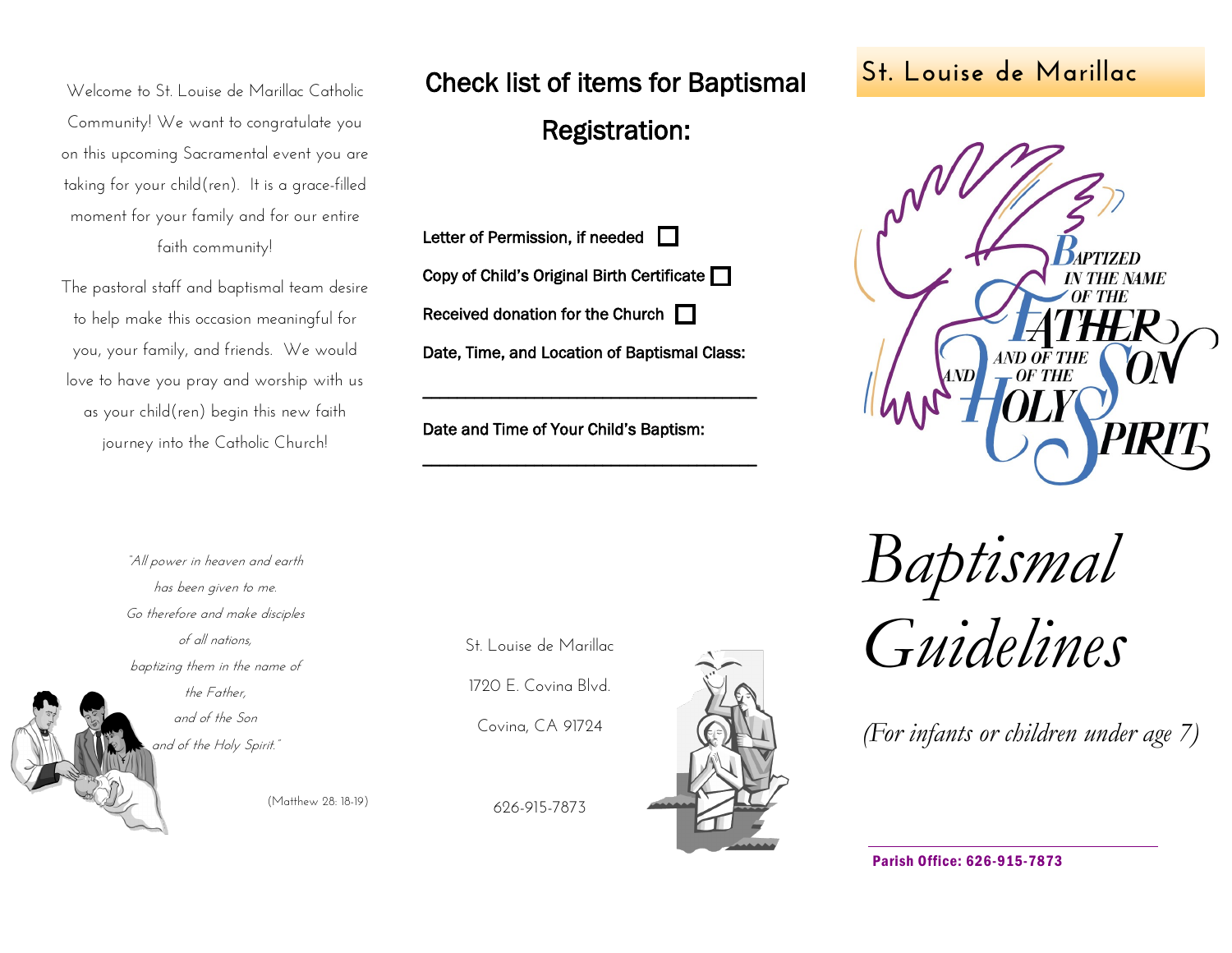Welcome to St. Louise de Marillac Catholic Community! We want to congratulate you on this upcoming Sacramental event you are taking for your child(ren). It is a grace-filled moment for your family and for our entire faith community!

The pastoral staff and baptismal team desire to help make this occasion meaningful for you, your family, and friends. We would love to have you pray and worship with us as your child(ren) begin this new faith journey into the Catholic Church!

*"All power in heaven and earth has been given to me. Go therefore and make disciples of all nations, baptizing them in the name of the Father, and of the Son and of the Holy Spirit."*

(Matthew 28: 18-19)

## Check list of items for Baptismal Registration:

- Letter of Permission, if needed ☐
- Copy of Child's Original Birth Certificate ☐
- Received donation for the Church ☐

**Date, Time, and Location of Baptismal Class:**

______________________________________

**Date and Time of Your Child's Baptism:**

______________________________________

St. Louise de Marillac

1720 E. Covina Blvd.

Covina, CA 91724

626-915-7873

# St. Louise de Marillac

BAPTIZED IN THE NAME OF THE FATHER AND OF THE SON AND OF THE HOLY SPIRIT

# *Baptismal Guidelines*

*(For infants or children under age 7)*

**Parish Office: 626-915-7873**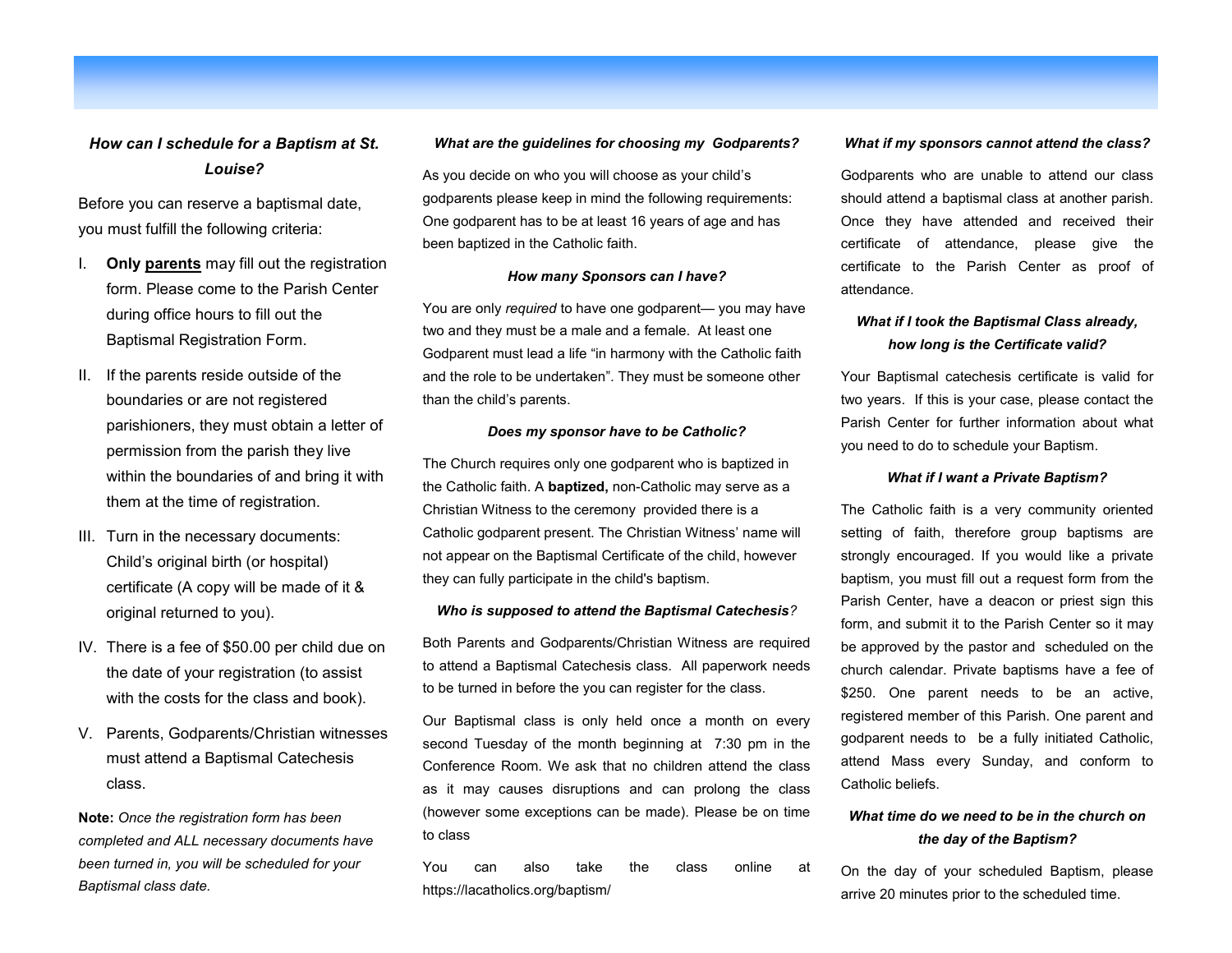### *How can I schedule for a Baptism at St. Louise?*

Before you can reserve a baptismal date, you must fulfill the following criteria:

I. **Only <u>parents</u>** may fill out the registration form. Please come to the Parish Center during office hours to fill out the Baptismal Registration Form.

II. If the parents reside outside of the boundaries or are not registered parishioners, they must obtain a letter of permission from the parish they live within the boundaries of and bring it with them at the time of registration.

III. Turn in the necessary documents: Child's original birth (or hospital) certificate (A copy will be made of it & original returned to you).

IV. There is a fee of $50.00 per child due on the date of your registration (to assist with the costs for the class and book).

V. Parents, Godparents/Christian witnesses must attend a Baptismal Catechesis class.

**Note:** *Once the registration form has been completed and ALL necessary documents have been turned in, you will be scheduled for your Baptismal class date.*

### *What are the guidelines for choosing my Godparents?*

As you decide on who you will choose as your child's godparents please keep in mind the following requirements: One godparent has to be at least 16 years of age and has been baptized in the Catholic faith.

### *How many Sponsors can I have?*

You are only *required* to have one godparent— you may have two and they must be a male and a female. At least one Godparent must lead a life "in harmony with the Catholic faith and the role to be undertaken". They must be someone other than the child's parents.

### *Does my sponsor have to be Catholic?*

The Church requires only one godparent who is baptized in the Catholic faith. A **baptized,** non-Catholic may serve as a Christian Witness to the ceremony provided there is a Catholic godparent present. The Christian Witness' name will not appear on the Baptismal Certificate of the child, however they can fully participate in the child's baptism.

### *Who is supposed to attend the Baptismal Catechesis?*

Both Parents and Godparents/Christian Witness are required to attend a Baptismal Catechesis class. All paperwork needs to be turned in before the you can register for the class.

Our Baptismal class is only held once a month on every second Tuesday of the month beginning at 7:30 pm in the Conference Room. We ask that no children attend the class as it may causes disruptions and can prolong the class (however some exceptions can be made). Please be on time to class

You can also take the class online at https://lacatholics.org/baptism/

### *What if my sponsors cannot attend the class?*

Godparents who are unable to attend our class should attend a baptismal class at another parish. Once they have attended and received their certificate of attendance, please give the certificate to the Parish Center as proof of attendance.

### *What if I took the Baptismal Class already, how long is the Certificate valid?*

Your Baptismal catechesis certificate is valid for two years. If this is your case, please contact the Parish Center for further information about what you need to do to schedule your Baptism.

### *What if I want a Private Baptism?*

The Catholic faith is a very community oriented setting of faith, therefore group baptisms are strongly encouraged. If you would like a private baptism, you must fill out a request form from the Parish Center, have a deacon or priest sign this form, and submit it to the Parish Center so it may be approved by the pastor and scheduled on the church calendar. Private baptisms have a fee of $250. One parent needs to be an active, registered member of this Parish. One parent and godparent needs to be a fully initiated Catholic, attend Mass every Sunday, and conform to Catholic beliefs.

### *What time do we need to be in the church on the day of the Baptism?*

On the day of your scheduled Baptism, please arrive 20 minutes prior to the scheduled time.